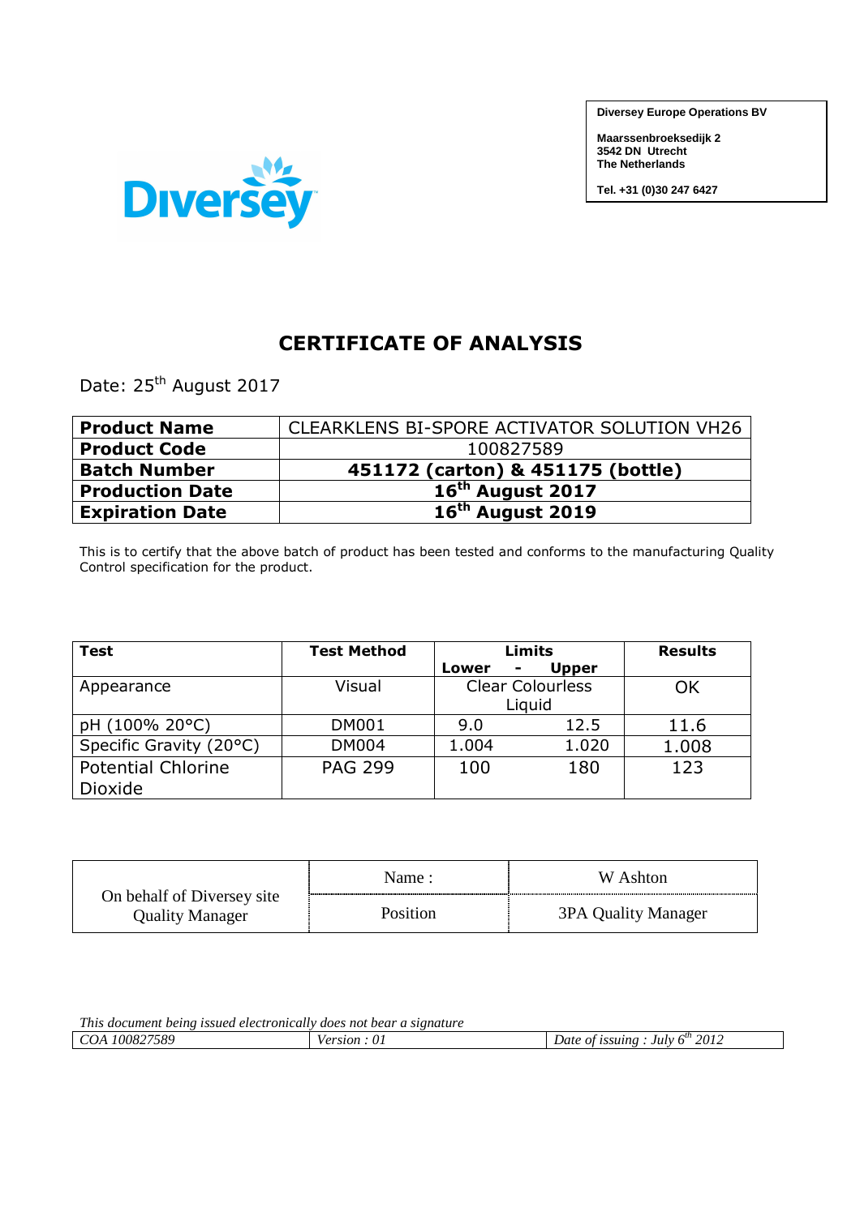Diversey

**Diversey Europe Operations BV**

**Maarssenbroeksedijk 2**
**3542 DN Utrecht**
**The Netherlands**

**Tel. +31 (0)30 247 6427**

# CERTIFICATE OF ANALYSIS

Date: 25th August 2017

| **Product Name** | CLEARKLENS BI-SPORE ACTIVATOR SOLUTION VH26 |
|---|---|
| **Product Code** | 100827589 |
| **Batch Number** | **451172 (carton) & 451175 (bottle)** |
| **Production Date** | **16th August 2017** |
| **Expiration Date** | **16th August 2019** |

This is to certify that the above batch of product has been tested and conforms to the manufacturing Quality Control specification for the product.

| **Test** | **Test Method** | **Limits** | | **Results** |
|---|---|---|---|---|
| | | **Lower** | **Upper** | |
| Appearance | Visual | Clear Colourless Liquid | | OK |
| pH (100% 20°C) | DM001 | 9.0 | 12.5 | 11.6 |
| Specific Gravity (20°C) | DM004 | 1.004 | 1.020 | 1.008 |
| Potential Chlorine Dioxide | PAG 299 | 100 | 180 | 123 |

| On behalf of Diversey site Quality Manager | Name : | W Ashton |
|---|---|---|
| | Position | 3PA Quality Manager |

*This document being issued electronically does not bear a signature*

| *COA 100827589* | *Version : 01* | *Date of issuing : July 6th 2012* |
|---|---|---|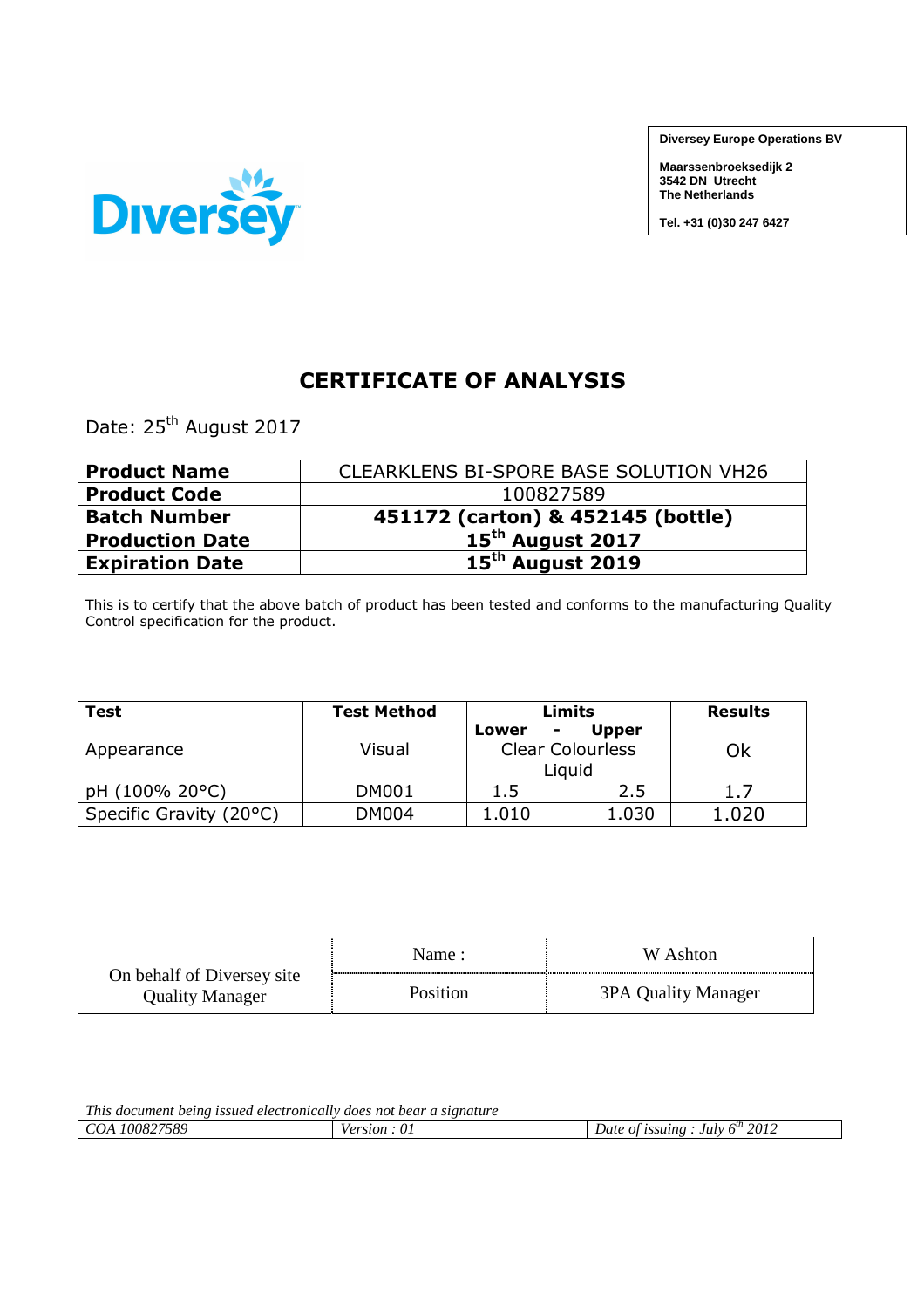Diversey Europe Operations BV

Maarssenbroeksedijk 2
3542 DN Utrecht
The Netherlands

Tel. +31 (0)30 247 6427

# CERTIFICATE OF ANALYSIS

Date: 25th August 2017

| | |
|---|---|
| **Product Name** | CLEARKLENS BI-SPORE BASE SOLUTION VH26 |
| **Product Code** | 100827589 |
| **Batch Number** | **451172 (carton) & 452145 (bottle)** |
| **Production Date** | **15th August 2017** |
| **Expiration Date** | **15th August 2019** |

This is to certify that the above batch of product has been tested and conforms to the manufacturing Quality Control specification for the product.

| **Test** | **Test Method** | **Limits** | | **Results** |
|---|---|---|---|---|
| | | **Lower** - | **Upper** | |
| Appearance | Visual | Clear Colourless Liquid | | Ok |
| pH (100% 20°C) | DM001 | 1.5 | 2.5 | 1.7 |
| Specific Gravity (20°C) | DM004 | 1.010 | 1.030 | 1.020 |

| | | |
|---|---|---|
| On behalf of Diversey site Quality Manager | Name : | W Ashton |
| | Position | 3PA Quality Manager |

*This document being issued electronically does not bear a signature*

| | | |
|---|---|---|
| *COA 100827589* | *Version : 01* | *Date of issuing : July 6th 2012* |